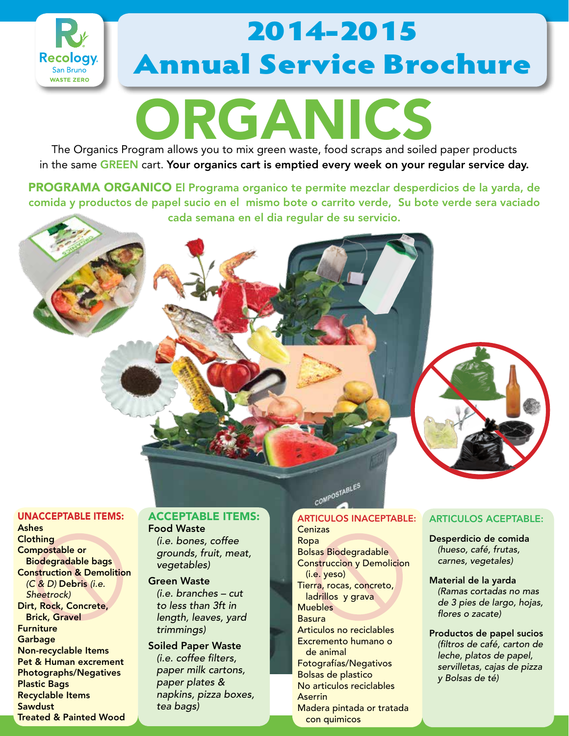Recology San Bruno WASTE ZERO

# 2014-2015 Annual Service Brochure

# ORGANICS

The Organics Program allows you to mix green waste, food scraps and soiled paper products in the same **GREEN** cart. **Your organics cart is emptied every week on your regular service day.**

**PROGRAMA ORGANICO** El Programa organico te permite mezclar desperdicios de la yarda, de comida y productos de papel sucio en el mismo bote o carrito verde, Su bote verde sera vaciado cada semana en el dia regular de su servicio.

COMPOSTABLES

### UNACCEPTABLE ITEMS:

- Ashes
- Clothing
- Compostable or Biodegradable bags
- Construction & Demolition *(C & D)* Debris *(i.e. Sheetrock)*
- Dirt, Rock, Concrete, Brick, Gravel
- Furniture
- Garbage
- Non-recyclable Items
- Pet & Human excrement
- Photographs/Negatives
- Plastic Bags
- Recyclable Items
- Sawdust
- Treated & Painted Wood

### ACCEPTABLE ITEMS:

**Food Waste**
*(i.e. bones, coffee grounds, fruit, meat, vegetables)*

**Green Waste**
*(i.e. branches – cut to less than 3ft in length, leaves, yard trimmings)*

**Soiled Paper Waste**
*(i.e. coffee filters, paper milk cartons, paper plates & napkins, pizza boxes, tea bags)*

### ARTICULOS INACEPTABLE:

- Cenizas
- Ropa
- Bolsas Biodegradable
- Construccion y Demolicion (i.e. yeso)
- Tierra, rocas, concreto, ladrillos y grava
- Muebles
- Basura
- Articulos no reciclables
- Excremento humano o de animal
- Fotografías/Negativos
- Bolsas de plastico
- No articulos reciclables
- Aserrin
- Madera pintada or tratada con quimicos

### ARTICULOS ACEPTABLE:

**Desperdicio de comida**
*(hueso, café, frutas, carnes, vegetales)*

**Material de la yarda**
*(Ramas cortadas no mas de 3 pies de largo, hojas, flores o zacate)*

**Productos de papel sucios**
*(filtros de café, carton de leche, platos de papel, servilletas, cajas de pizza y Bolsas de té)*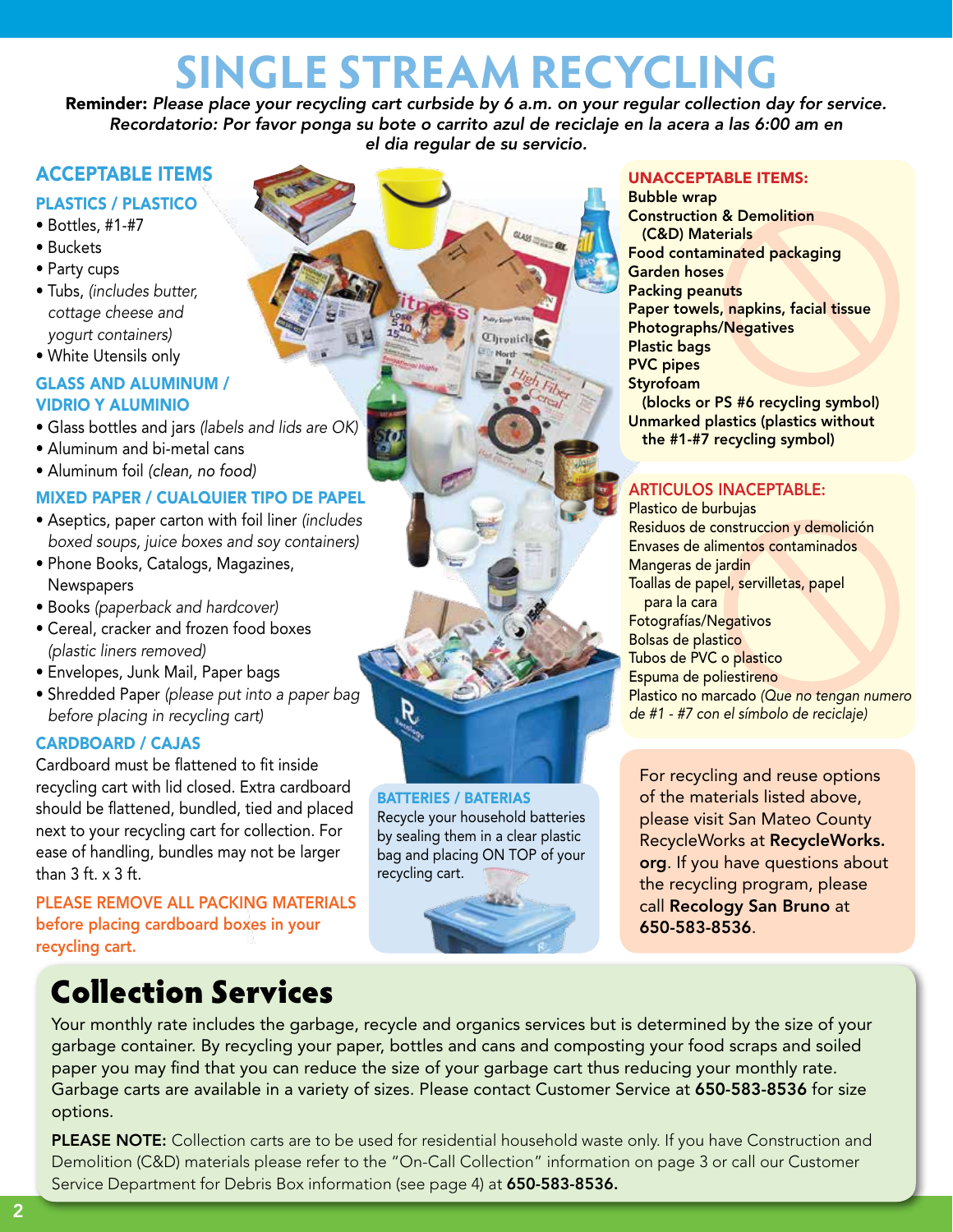# SINGLE STREAM RECYCLING

**Reminder:** *Please place your recycling cart curbside by 6 a.m. on your regular collection day for service.*
*Recordatorio: Por favor ponga su bote o carrito azul de reciclaje en la acera a las 6:00 am en el dia regular de su servicio.*

## ACCEPTABLE ITEMS

### PLASTICS / PLASTICO

- Bottles, #1-#7
- Buckets
- Party cups
- Tubs, *(includes butter, cottage cheese and yogurt containers)*
- White Utensils only

### GLASS AND ALUMINUM / VIDRIO Y ALUMINIO

- Glass bottles and jars *(labels and lids are OK)*
- Aluminum and bi-metal cans
- Aluminum foil *(clean, no food)*

### MIXED PAPER / CUALQUIER TIPO DE PAPEL

- Aseptics, paper carton with foil liner *(includes boxed soups, juice boxes and soy containers)*
- Phone Books, Catalogs, Magazines, Newspapers
- Books *(paperback and hardcover)*
- Cereal, cracker and frozen food boxes *(plastic liners removed)*
- Envelopes, Junk Mail, Paper bags
- Shredded Paper *(please put into a paper bag before placing in recycling cart)*

### CARDBOARD / CAJAS

Cardboard must be flattened to fit inside recycling cart with lid closed. Extra cardboard should be flattened, bundled, tied and placed next to your recycling cart for collection. For ease of handling, bundles may not be larger than 3 ft. x 3 ft.

**PLEASE REMOVE ALL PACKING MATERIALS before placing cardboard boxes in your recycling cart.**

### BATTERIES / BATERIAS

Recycle your household batteries by sealing them in a clear plastic bag and placing ON TOP of your recycling cart.

## UNACCEPTABLE ITEMS:

**Bubble wrap**
**Construction & Demolition (C&D) Materials**
**Food contaminated packaging**
**Garden hoses**
**Packing peanuts**
**Paper towels, napkins, facial tissue**
**Photographs/Negatives**
**Plastic bags**
**PVC pipes**
**Styrofoam (blocks or PS #6 recycling symbol)**
**Unmarked plastics (plastics without the #1-#7 recycling symbol)**

## ARTICULOS INACEPTABLE:

Plastico de burbujas
Residuos de construccion y demolición
Envases de alimentos contaminados
Mangeras de jardin
Toallas de papel, servilletas, papel para la cara
Fotografías/Negativos
Bolsas de plastico
Tubos de PVC o plastico
Espuma de poliestireno
Plastico no marcado *(Que no tengan numero de #1 - #7 con el símbolo de reciclaje)*

For recycling and reuse options of the materials listed above, please visit San Mateo County RecycleWorks at **RecycleWorks.org**. If you have questions about the recycling program, please call **Recology San Bruno** at **650-583-8536**.

# Collection Services

Your monthly rate includes the garbage, recycle and organics services but is determined by the size of your garbage container. By recycling your paper, bottles and cans and composting your food scraps and soiled paper you may find that you can reduce the size of your garbage cart thus reducing your monthly rate. Garbage carts are available in a variety of sizes. Please contact Customer Service at **650-583-8536** for size options.

**PLEASE NOTE:** Collection carts are to be used for residential household waste only. If you have Construction and Demolition (C&D) materials please refer to the "On-Call Collection" information on page 3 or call our Customer Service Department for Debris Box information (see page 4) at **650-583-8536.**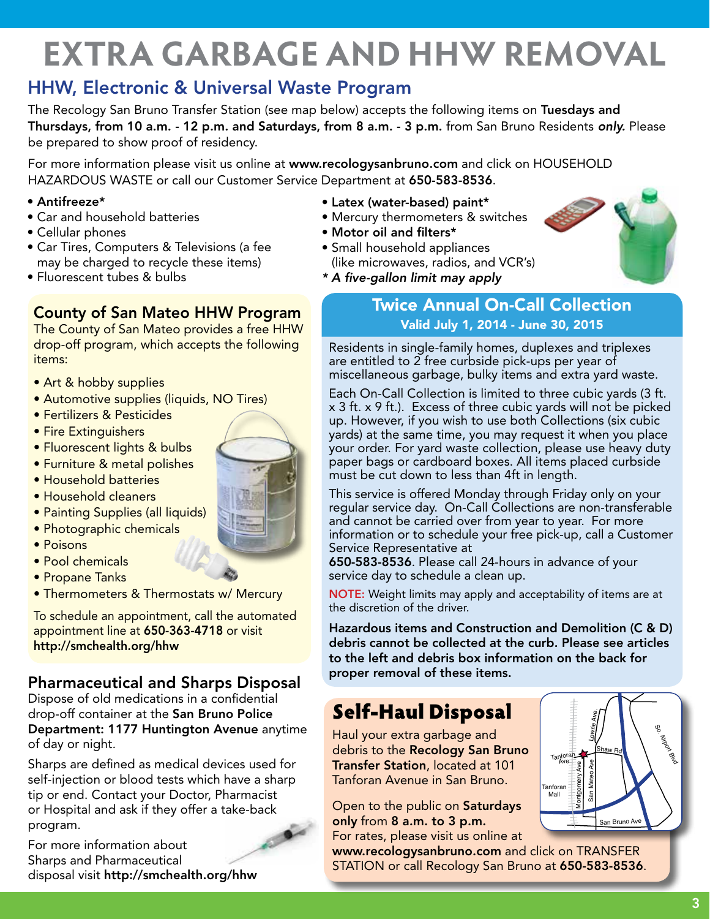# EXTRA GARBAGE AND HHW REMOVAL

## HHW, Electronic & Universal Waste Program

The Recology San Bruno Transfer Station (see map below) accepts the following items on **Tuesdays and Thursdays, from 10 a.m. - 12 p.m. and Saturdays, from 8 a.m. - 3 p.m.** from San Bruno Residents ***only.*** Please be prepared to show proof of residency.

For more information please visit us online at **www.recologysanbruno.com** and click on HOUSEHOLD HAZARDOUS WASTE or call our Customer Service Department at **650-583-8536**.

- **Antifreeze***
- Car and household batteries
- Cellular phones
- Car Tires, Computers & Televisions (a fee may be charged to recycle these items)
- Fluorescent tubes & bulbs
- **Latex (water-based) paint***
- Mercury thermometers & switches
- **Motor oil and filters***
- Small household appliances (like microwaves, radios, and VCR's)

*** *A five-gallon limit may apply***

## County of San Mateo HHW Program

The County of San Mateo provides a free HHW drop-off program, which accepts the following items:

- Art & hobby supplies
- Automotive supplies (liquids, NO Tires)
- Fertilizers & Pesticides
- Fire Extinguishers
- Fluorescent lights & bulbs
- Furniture & metal polishes
- Household batteries
- Household cleaners
- Painting Supplies (all liquids)
- Photographic chemicals
- Poisons
- Pool chemicals
- Propane Tanks
- Thermometers & Thermostats w/ Mercury

To schedule an appointment, call the automated appointment line at **650-363-4718** or visit **http://smchealth.org/hhw**

## Pharmaceutical and Sharps Disposal

Dispose of old medications in a confidential drop-off container at the **San Bruno Police Department: 1177 Huntington Avenue** anytime of day or night.

Sharps are defined as medical devices used for self-injection or blood tests which have a sharp tip or end. Contact your Doctor, Pharmacist or Hospital and ask if they offer a take-back program.

For more information about Sharps and Pharmaceutical disposal visit **http://smchealth.org/hhw**

## Twice Annual On-Call Collection

**Valid July 1, 2014 - June 30, 2015**

Residents in single-family homes, duplexes and triplexes are entitled to 2 free curbside pick-ups per year of miscellaneous garbage, bulky items and extra yard waste.

Each On-Call Collection is limited to three cubic yards (3 ft. x 3 ft. x 9 ft.). Excess of three cubic yards will not be picked up. However, if you wish to use both Collections (six cubic yards) at the same time, you may request it when you place your order. For yard waste collection, please use heavy duty paper bags or cardboard boxes. All items placed curbside must be cut down to less than 4ft in length.

This service is offered Monday through Friday only on your regular service day. On-Call Collections are non-transferable and cannot be carried over from year to year. For more information or to schedule your free pick-up, call a Customer Service Representative at **650-583-8536**. Please call 24-hours in advance of your service day to schedule a clean up.

**NOTE:** Weight limits may apply and acceptability of items are at the discretion of the driver.

**Hazardous items and Construction and Demolition (C & D) debris cannot be collected at the curb. Please see articles to the left and debris box information on the back for proper removal of these items.**

## Self-Haul Disposal

Haul your extra garbage and debris to the **Recology San Bruno Transfer Station**, located at 101 Tanforan Avenue in San Bruno.

Open to the public on **Saturdays only** from **8 a.m. to 3 p.m.** For rates, please visit us online at **www.recologysanbruno.com** and click on TRANSFER STATION or call Recology San Bruno at **650-583-8536**.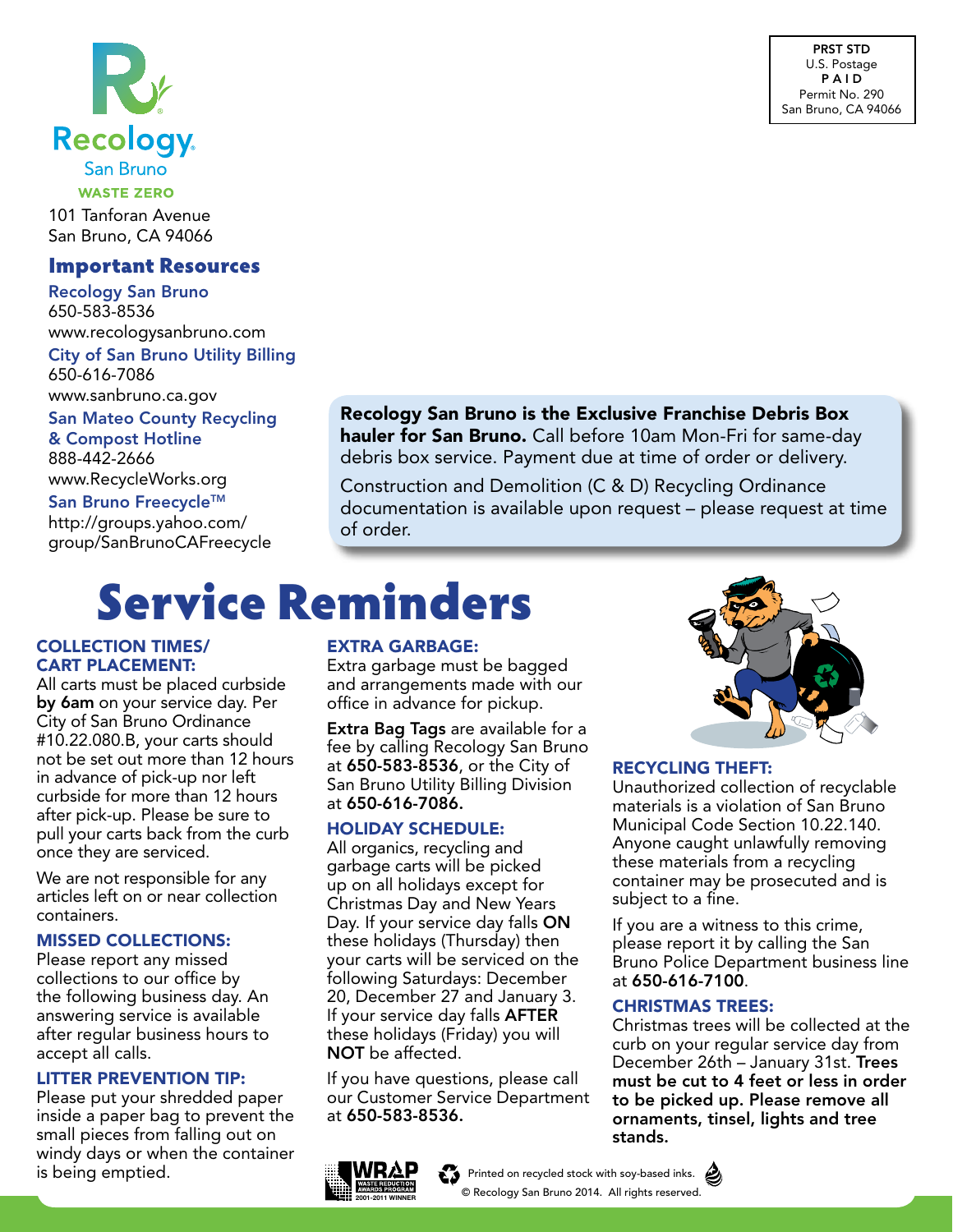Recology San Bruno

WASTE ZERO

101 Tanforan Avenue
San Bruno, CA 94066

PRST STD
U.S. Postage
PAID
Permit No. 290
San Bruno, CA 94066

## Important Resources

**Recology San Bruno**
650-583-8536
www.recologysanbruno.com

**City of San Bruno Utility Billing**
650-616-7086
www.sanbruno.ca.gov

**San Mateo County Recycling & Compost Hotline**
888-442-2666
www.RecycleWorks.org

**San Bruno Freecycle™**
http://groups.yahoo.com/group/SanBrunoCAFreecycle

**Recology San Bruno is the Exclusive Franchise Debris Box hauler for San Bruno.** Call before 10am Mon-Fri for same-day debris box service. Payment due at time of order or delivery.

Construction and Demolition (C & D) Recycling Ordinance documentation is available upon request – please request at time of order.

# Service Reminders

### COLLECTION TIMES/ CART PLACEMENT:

All carts must be placed curbside **by 6am** on your service day. Per City of San Bruno Ordinance #10.22.080.B, your carts should not be set out more than 12 hours in advance of pick-up nor left curbside for more than 12 hours after pick-up. Please be sure to pull your carts back from the curb once they are serviced.

We are not responsible for any articles left on or near collection containers.

### MISSED COLLECTIONS:

Please report any missed collections to our office by the following business day. An answering service is available after regular business hours to accept all calls.

### LITTER PREVENTION TIP:

Please put your shredded paper inside a paper bag to prevent the small pieces from falling out on windy days or when the container is being emptied.

### EXTRA GARBAGE:

Extra garbage must be bagged and arrangements made with our office in advance for pickup.

**Extra Bag Tags** are available for a fee by calling Recology San Bruno at **650-583-8536**, or the City of San Bruno Utility Billing Division at **650-616-7086.**

### HOLIDAY SCHEDULE:

All organics, recycling and garbage carts will be picked up on all holidays except for Christmas Day and New Years Day. If your service day falls **ON** these holidays (Thursday) then your carts will be serviced on the following Saturdays: December 20, December 27 and January 3. If your service day falls **AFTER** these holidays (Friday) you will **NOT** be affected.

If you have questions, please call our Customer Service Department at **650-583-8536.**

### RECYCLING THEFT:

Unauthorized collection of recyclable materials is a violation of San Bruno Municipal Code Section 10.22.140. Anyone caught unlawfully removing these materials from a recycling container may be prosecuted and is subject to a fine.

If you are a witness to this crime, please report it by calling the San Bruno Police Department business line at **650-616-7100**.

### CHRISTMAS TREES:

Christmas trees will be collected at the curb on your regular service day from December 26th – January 31st. **Trees must be cut to 4 feet or less in order to be picked up. Please remove all ornaments, tinsel, lights and tree stands.**

WRAP WASTE REDUCTION AWARDS PROGRAM 2001-2011 WINNER

Printed on recycled stock with soy-based inks.
© Recology San Bruno 2014. All rights reserved.